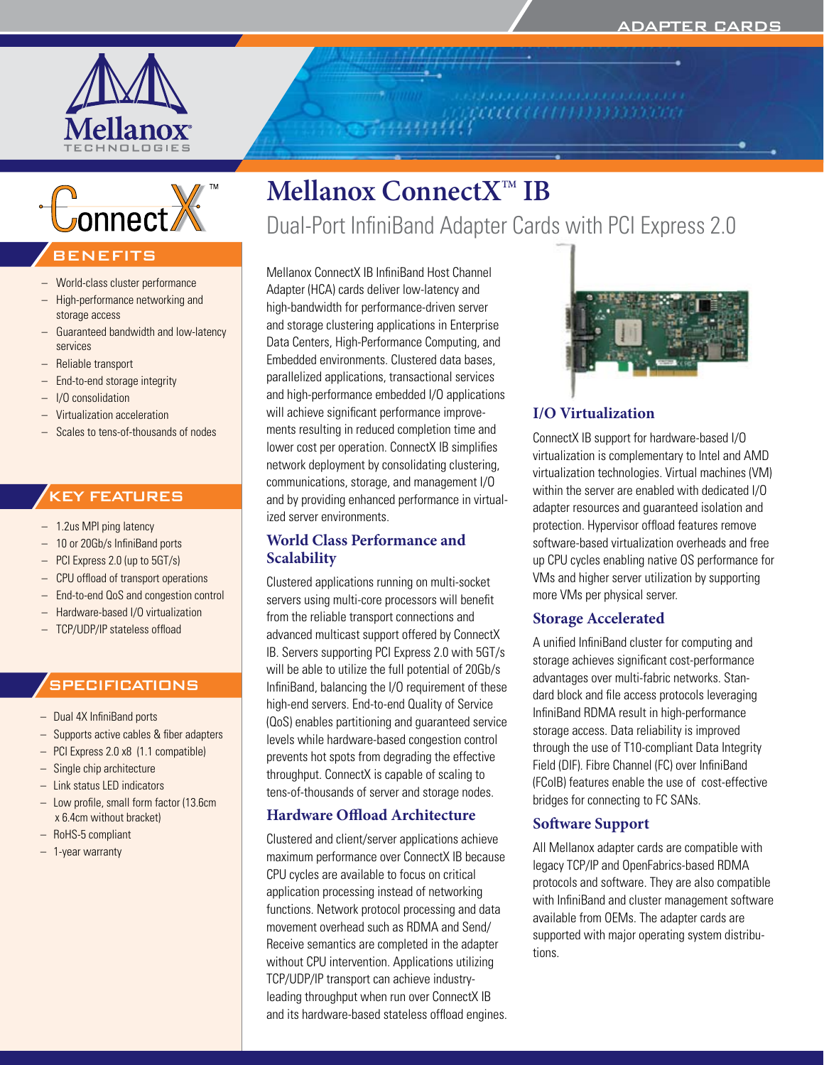# Mellanox ConnectX™ IB

Dual-Port InfiniBand Adapter Cards with PCI Express 2.0

## BENEFITS

- World-class cluster performance
- High-performance networking and storage access
- Guaranteed bandwidth and low-latency services
- Reliable transport
- End-to-end storage integrity
- I/O consolidation
- Virtualization acceleration
- Scales to tens-of-thousands of nodes

## KEY FEATURES

- 1.2us MPI ping latency
- 10 or 20Gb/s InfiniBand ports
- PCI Express 2.0 (up to 5GT/s)
- CPU offload of transport operations
- End-to-end QoS and congestion control
- Hardware-based I/O virtualization
- TCP/UDP/IP stateless offload

## SPECIFICATIONS

- Dual 4X InfiniBand ports
- Supports active cables & fiber adapters
- PCI Express 2.0 x8 (1.1 compatible)
- Single chip architecture
- Link status LED indicators
- Low profile, small form factor (13.6cm x 6.4cm without bracket)
- RoHS-5 compliant
- 1-year warranty

Mellanox ConnectX IB InfiniBand Host Channel Adapter (HCA) cards deliver low-latency and high-bandwidth for performance-driven server and storage clustering applications in Enterprise Data Centers, High-Performance Computing, and Embedded environments. Clustered data bases, parallelized applications, transactional services and high-performance embedded I/O applications will achieve significant performance improvements resulting in reduced completion time and lower cost per operation. ConnectX IB simplifies network deployment by consolidating clustering, communications, storage, and management I/O and by providing enhanced performance in virtualized server environments.

### World Class Performance and Scalability

Clustered applications running on multi-socket servers using multi-core processors will benefit from the reliable transport connections and advanced multicast support offered by ConnectX IB. Servers supporting PCI Express 2.0 with 5GT/s will be able to utilize the full potential of 20Gb/s InfiniBand, balancing the I/O requirement of these high-end servers. End-to-end Quality of Service (QoS) enables partitioning and guaranteed service levels while hardware-based congestion control prevents hot spots from degrading the effective throughput. ConnectX is capable of scaling to tens-of-thousands of server and storage nodes.

### Hardware Offload Architecture

Clustered and client/server applications achieve maximum performance over ConnectX IB because CPU cycles are available to focus on critical application processing instead of networking functions. Network protocol processing and data movement overhead such as RDMA and Send/Receive semantics are completed in the adapter without CPU intervention. Applications utilizing TCP/UDP/IP transport can achieve industry-leading throughput when run over ConnectX IB and its hardware-based stateless offload engines.

### I/O Virtualization

ConnectX IB support for hardware-based I/O virtualization is complementary to Intel and AMD virtualization technologies. Virtual machines (VM) within the server are enabled with dedicated I/O adapter resources and guaranteed isolation and protection. Hypervisor offload features remove software-based virtualization overheads and free up CPU cycles enabling native OS performance for VMs and higher server utilization by supporting more VMs per physical server.

### Storage Accelerated

A unified InfiniBand cluster for computing and storage achieves significant cost-performance advantages over multi-fabric networks. Standard block and file access protocols leveraging InfiniBand RDMA result in high-performance storage access. Data reliability is improved through the use of T10-compliant Data Integrity Field (DIF). Fibre Channel (FC) over InfiniBand (FCoIB) features enable the use of cost-effective bridges for connecting to FC SANs.

### Software Support

All Mellanox adapter cards are compatible with legacy TCP/IP and OpenFabrics-based RDMA protocols and software. They are also compatible with InfiniBand and cluster management software available from OEMs. The adapter cards are supported with major operating system distributions.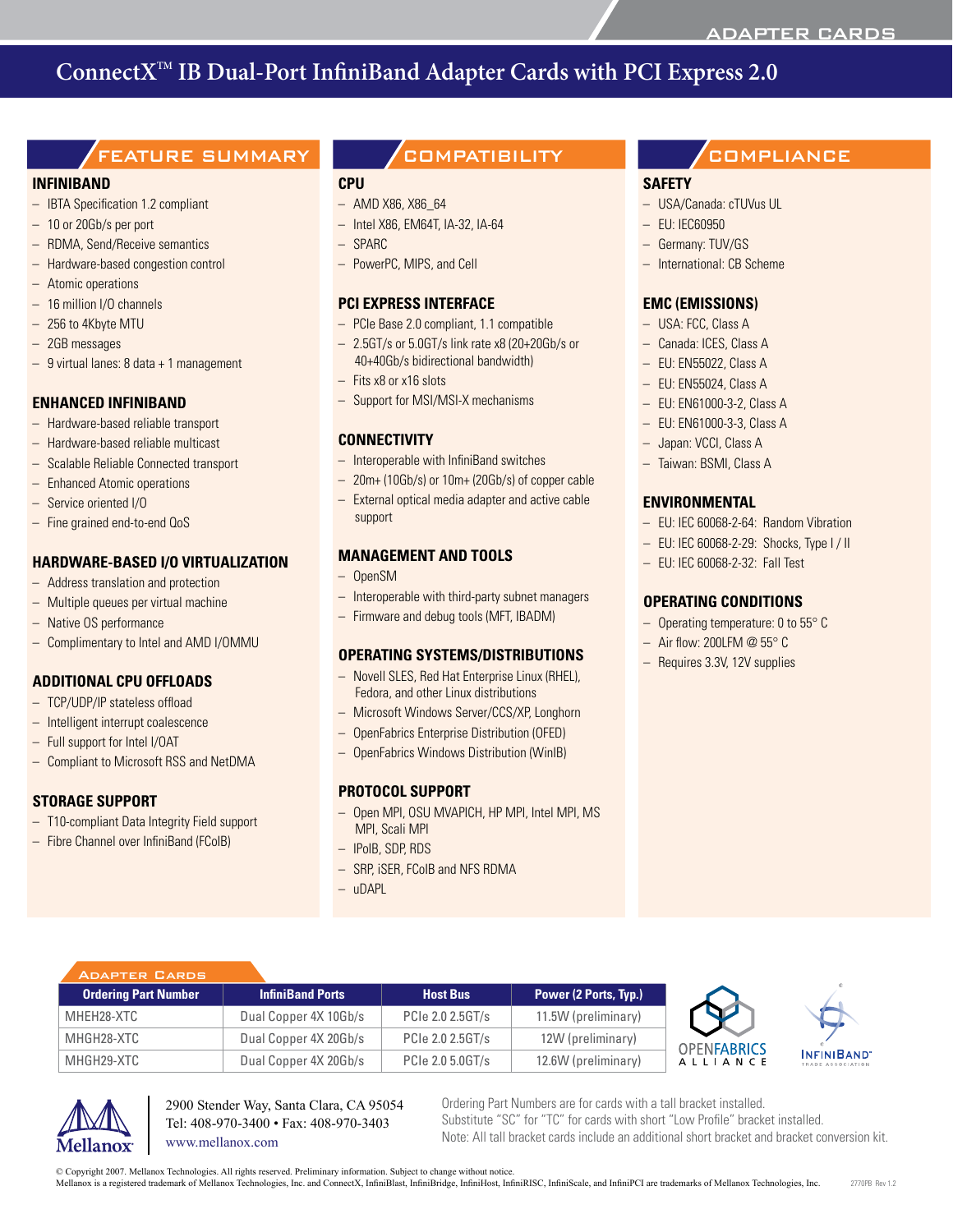# ConnectX™ IB Dual-Port InfiniBand Adapter Cards with PCI Express 2.0

## FEATURE SUMMARY

### INFINIBAND
- IBTA Specification 1.2 compliant
- 10 or 20Gb/s per port
- RDMA, Send/Receive semantics
- Hardware-based congestion control
- Atomic operations
- 16 million I/O channels
- 256 to 4Kbyte MTU
- 2GB messages
- 9 virtual lanes: 8 data + 1 management

### ENHANCED INFINIBAND
- Hardware-based reliable transport
- Hardware-based reliable multicast
- Scalable Reliable Connected transport
- Enhanced Atomic operations
- Service oriented I/O
- Fine grained end-to-end QoS

### HARDWARE-BASED I/O VIRTUALIZATION
- Address translation and protection
- Multiple queues per virtual machine
- Native OS performance
- Complimentary to Intel and AMD I/OMMU

### ADDITIONAL CPU OFFLOADS
- TCP/UDP/IP stateless offload
- Intelligent interrupt coalescence
- Full support for Intel I/OAT
- Compliant to Microsoft RSS and NetDMA

### STORAGE SUPPORT
- T10-compliant Data Integrity Field support
- Fibre Channel over InfiniBand (FCoIB)

## COMPATIBILITY

### CPU
- AMD X86, X86_64
- Intel X86, EM64T, IA-32, IA-64
- SPARC
- PowerPC, MIPS, and Cell

### PCI EXPRESS INTERFACE
- PCIe Base 2.0 compliant, 1.1 compatible
- 2.5GT/s or 5.0GT/s link rate x8 (20+20Gb/s or 40+40Gb/s bidirectional bandwidth)
- Fits x8 or x16 slots
- Support for MSI/MSI-X mechanisms

### CONNECTIVITY
- Interoperable with InfiniBand switches
- 20m+ (10Gb/s) or 10m+ (20Gb/s) of copper cable
- External optical media adapter and active cable support

### MANAGEMENT AND TOOLS
- OpenSM
- Interoperable with third-party subnet managers
- Firmware and debug tools (MFT, IBADM)

### OPERATING SYSTEMS/DISTRIBUTIONS
- Novell SLES, Red Hat Enterprise Linux (RHEL), Fedora, and other Linux distributions
- Microsoft Windows Server/CCS/XP, Longhorn
- OpenFabrics Enterprise Distribution (OFED)
- OpenFabrics Windows Distribution (WinIB)

### PROTOCOL SUPPORT
- Open MPI, OSU MVAPICH, HP MPI, Intel MPI, MS MPI, Scali MPI
- IPoIB, SDP, RDS
- SRP, iSER, FCoIB and NFS RDMA
- uDAPL

## COMPLIANCE

### SAFETY
- USA/Canada: cTUVus UL
- EU: IEC60950
- Germany: TUV/GS
- International: CB Scheme

### EMC (EMISSIONS)
- USA: FCC, Class A
- Canada: ICES, Class A
- EU: EN55022, Class A
- EU: EN55024, Class A
- EU: EN61000-3-2, Class A
- EU: EN61000-3-3, Class A
- Japan: VCCI, Class A
- Taiwan: BSMI, Class A

### ENVIRONMENTAL
- EU: IEC 60068-2-64: Random Vibration
- EU: IEC 60068-2-29: Shocks, Type I / II
- EU: IEC 60068-2-32: Fall Test

### OPERATING CONDITIONS
- Operating temperature: 0 to 55° C
- Air flow: 200LFM @ 55° C
- Requires 3.3V, 12V supplies

## Adapter Cards

| Ordering Part Number | InfiniBand Ports | Host Bus | Power (2 Ports, Typ.) |
|---|---|---|---|
| MHEH28-XTC | Dual Copper 4X 10Gb/s | PCIe 2.0 2.5GT/s | 11.5W (preliminary) |
| MHGH28-XTC | Dual Copper 4X 20Gb/s | PCIe 2.0 2.5GT/s | 12W (preliminary) |
| MHGH29-XTC | Dual Copper 4X 20Gb/s | PCIe 2.0 5.0GT/s | 12.6W (preliminary) |

OPENFABRICS ALLIANCE

INFINIBAND TRADE ASSOCIATION

Mellanox

2900 Stender Way, Santa Clara, CA 95054
Tel: 408-970-3400 • Fax: 408-970-3403
www.mellanox.com

Ordering Part Numbers are for cards with a tall bracket installed.
Substitute "SC" for "TC" for cards with short "Low Profile" bracket installed.
Note: All tall bracket cards include an additional short bracket and bracket conversion kit.

© Copyright 2007. Mellanox Technologies. All rights reserved. Preliminary information. Subject to change without notice.
Mellanox is a registered trademark of Mellanox Technologies, Inc. and ConnectX, InfiniBlast, InfiniBridge, InfiniHost, InfiniRISC, InfiniScale, and InfiniPCI are trademarks of Mellanox Technologies, Inc.

2770PB Rev 1.2